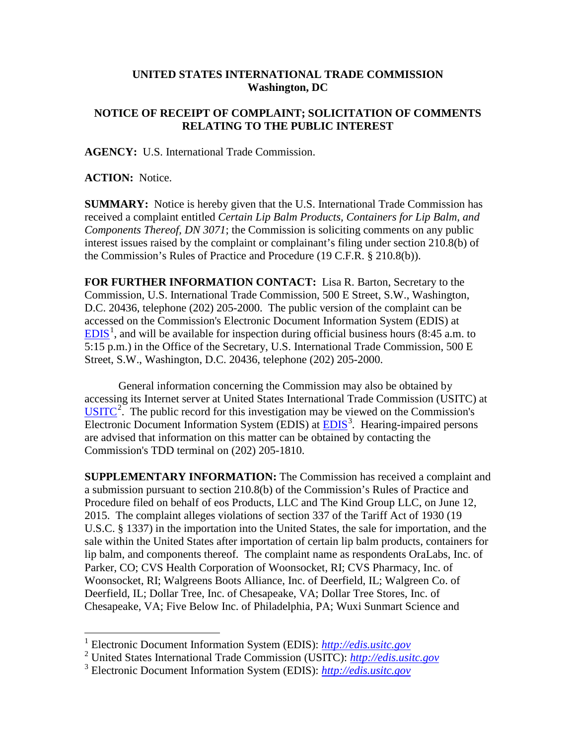**UNITED STATES INTERNATIONAL TRADE COMMISSION**
**Washington, DC**

**NOTICE OF RECEIPT OF COMPLAINT; SOLICITATION OF COMMENTS RELATING TO THE PUBLIC INTEREST**

**AGENCY:** U.S. International Trade Commission.

**ACTION:** Notice.

**SUMMARY:** Notice is hereby given that the U.S. International Trade Commission has received a complaint entitled *Certain Lip Balm Products, Containers for Lip Balm, and Components Thereof, DN 3071*; the Commission is soliciting comments on any public interest issues raised by the complaint or complainant's filing under section 210.8(b) of the Commission's Rules of Practice and Procedure (19 C.F.R. § 210.8(b)).

**FOR FURTHER INFORMATION CONTACT:** Lisa R. Barton, Secretary to the Commission, U.S. International Trade Commission, 500 E Street, S.W., Washington, D.C. 20436, telephone (202) 205-2000. The public version of the complaint can be accessed on the Commission's Electronic Document Information System (EDIS) at EDIS[1], and will be available for inspection during official business hours (8:45 a.m. to 5:15 p.m.) in the Office of the Secretary, U.S. International Trade Commission, 500 E Street, S.W., Washington, D.C. 20436, telephone (202) 205-2000.

General information concerning the Commission may also be obtained by accessing its Internet server at United States International Trade Commission (USITC) at USITC[2]. The public record for this investigation may be viewed on the Commission's Electronic Document Information System (EDIS) at EDIS[3]. Hearing-impaired persons are advised that information on this matter can be obtained by contacting the Commission's TDD terminal on (202) 205-1810.

**SUPPLEMENTARY INFORMATION:** The Commission has received a complaint and a submission pursuant to section 210.8(b) of the Commission's Rules of Practice and Procedure filed on behalf of eos Products, LLC and The Kind Group LLC, on June 12, 2015. The complaint alleges violations of section 337 of the Tariff Act of 1930 (19 U.S.C. § 1337) in the importation into the United States, the sale for importation, and the sale within the United States after importation of certain lip balm products, containers for lip balm, and components thereof. The complaint name as respondents OraLabs, Inc. of Parker, CO; CVS Health Corporation of Woonsocket, RI; CVS Pharmacy, Inc. of Woonsocket, RI; Walgreens Boots Alliance, Inc. of Deerfield, IL; Walgreen Co. of Deerfield, IL; Dollar Tree, Inc. of Chesapeake, VA; Dollar Tree Stores, Inc. of Chesapeake, VA; Five Below Inc. of Philadelphia, PA; Wuxi Sunmart Science and

---

[1] Electronic Document Information System (EDIS): *http://edis.usitc.gov*

[2] United States International Trade Commission (USITC): *http://edis.usitc.gov*

[3] Electronic Document Information System (EDIS): *http://edis.usitc.gov*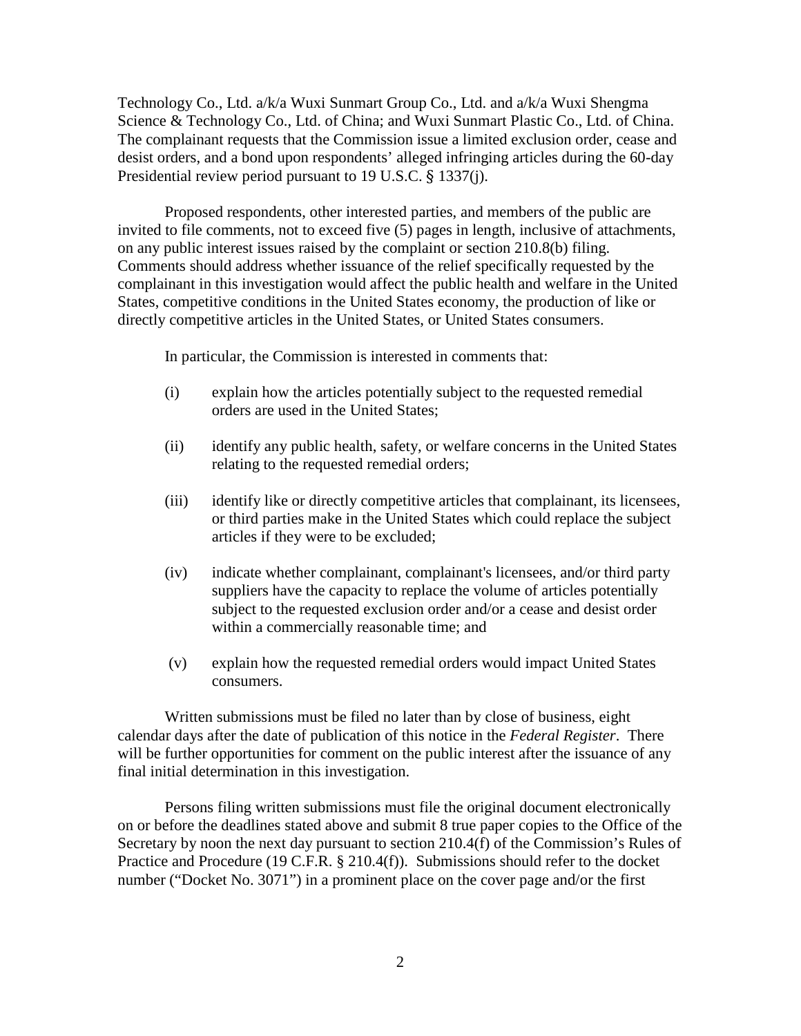Technology Co., Ltd. a/k/a Wuxi Sunmart Group Co., Ltd. and a/k/a Wuxi Shengma Science & Technology Co., Ltd. of China; and Wuxi Sunmart Plastic Co., Ltd. of China. The complainant requests that the Commission issue a limited exclusion order, cease and desist orders, and a bond upon respondents' alleged infringing articles during the 60-day Presidential review period pursuant to 19 U.S.C. § 1337(j).

Proposed respondents, other interested parties, and members of the public are invited to file comments, not to exceed five (5) pages in length, inclusive of attachments, on any public interest issues raised by the complaint or section 210.8(b) filing. Comments should address whether issuance of the relief specifically requested by the complainant in this investigation would affect the public health and welfare in the United States, competitive conditions in the United States economy, the production of like or directly competitive articles in the United States, or United States consumers.

In particular, the Commission is interested in comments that:

(i) explain how the articles potentially subject to the requested remedial orders are used in the United States;

(ii) identify any public health, safety, or welfare concerns in the United States relating to the requested remedial orders;

(iii) identify like or directly competitive articles that complainant, its licensees, or third parties make in the United States which could replace the subject articles if they were to be excluded;

(iv) indicate whether complainant, complainant's licensees, and/or third party suppliers have the capacity to replace the volume of articles potentially subject to the requested exclusion order and/or a cease and desist order within a commercially reasonable time; and

(v) explain how the requested remedial orders would impact United States consumers.

Written submissions must be filed no later than by close of business, eight calendar days after the date of publication of this notice in the *Federal Register*. There will be further opportunities for comment on the public interest after the issuance of any final initial determination in this investigation.

Persons filing written submissions must file the original document electronically on or before the deadlines stated above and submit 8 true paper copies to the Office of the Secretary by noon the next day pursuant to section 210.4(f) of the Commission's Rules of Practice and Procedure (19 C.F.R. § 210.4(f)). Submissions should refer to the docket number ("Docket No. 3071") in a prominent place on the cover page and/or the first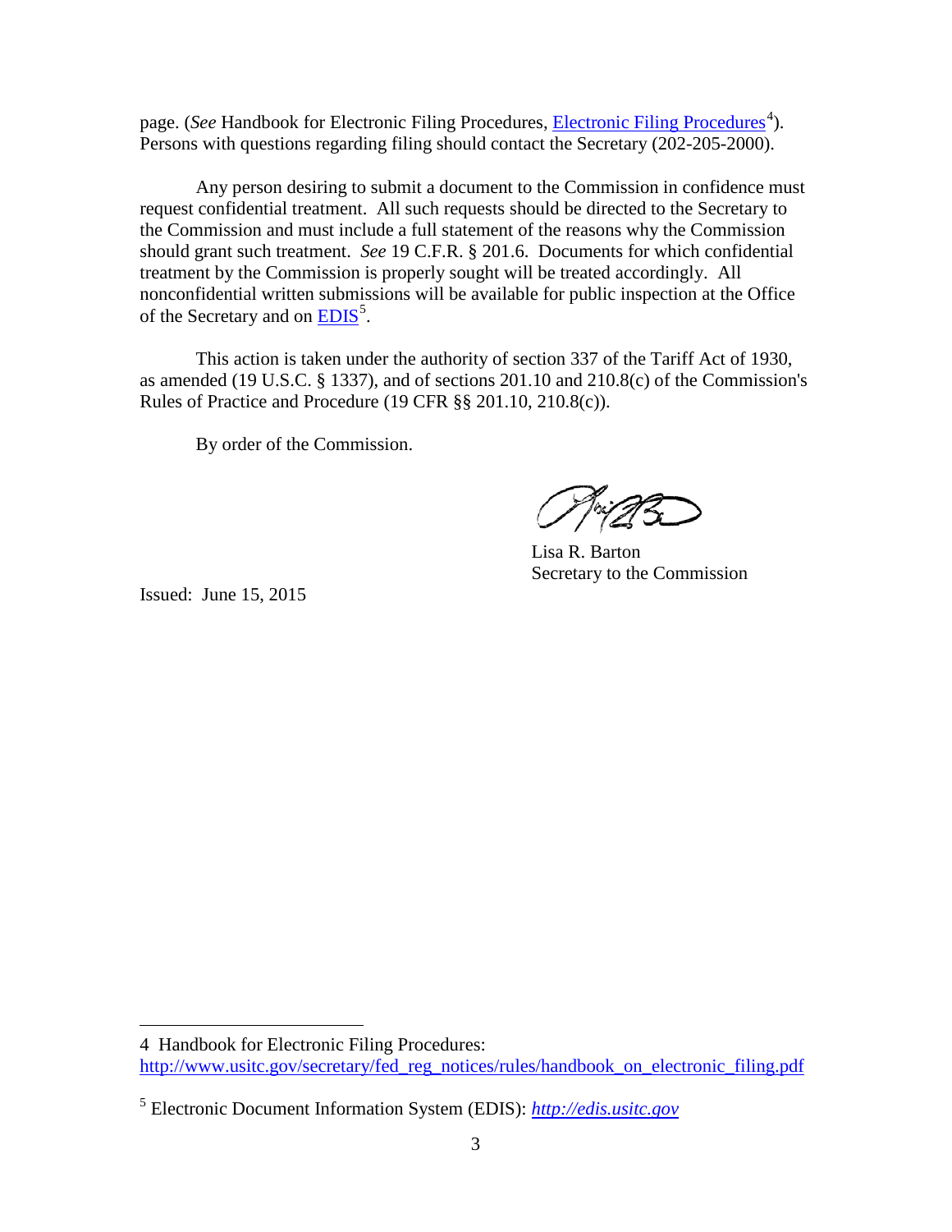page. (*See* Handbook for Electronic Filing Procedures, [Electronic Filing Procedures][4]). Persons with questions regarding filing should contact the Secretary (202-205-2000).

Any person desiring to submit a document to the Commission in confidence must request confidential treatment. All such requests should be directed to the Secretary to the Commission and must include a full statement of the reasons why the Commission should grant such treatment. *See* 19 C.F.R. § 201.6. Documents for which confidential treatment by the Commission is properly sought will be treated accordingly. All nonconfidential written submissions will be available for public inspection at the Office of the Secretary and on [EDIS][5].

This action is taken under the authority of section 337 of the Tariff Act of 1930, as amended (19 U.S.C. § 1337), and of sections 201.10 and 210.8(c) of the Commission's Rules of Practice and Procedure (19 CFR §§ 201.10, 210.8(c)).

By order of the Commission.

Lisa R. Barton
Secretary to the Commission

Issued: June 15, 2015

---

4 Handbook for Electronic Filing Procedures: http://www.usitc.gov/secretary/fed_reg_notices/rules/handbook_on_electronic_filing.pdf

5 Electronic Document Information System (EDIS): *http://edis.usitc.gov*